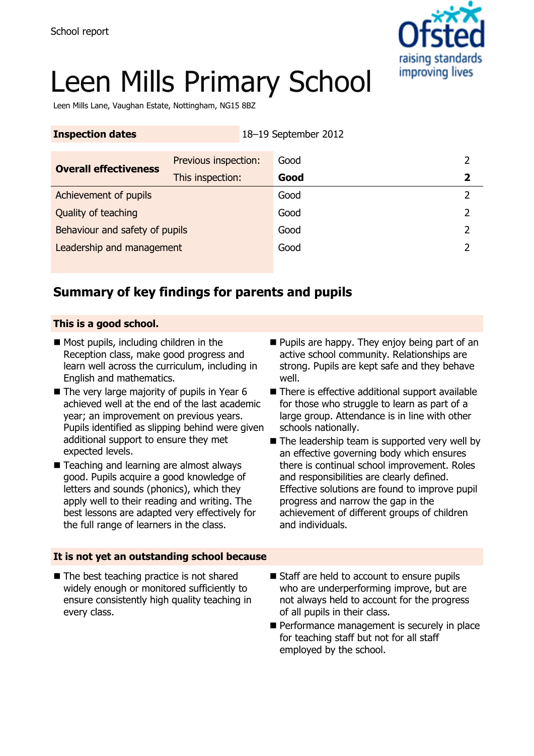School report

# Leen Mills Primary School

Leen Mills Lane, Vaughan Estate, Nottingham, NG15 8BZ

| **Inspection dates** | | 18–19 September 2012 | |
|---|---|---|---|
| **Overall effectiveness** | Previous inspection: | Good | 2 |
| | This inspection: | **Good** | **2** |
| Achievement of pupils | | Good | 2 |
| Quality of teaching | | Good | 2 |
| Behaviour and safety of pupils | | Good | 2 |
| Leadership and management | | Good | 2 |

## Summary of key findings for parents and pupils

### This is a good school.

- Most pupils, including children in the Reception class, make good progress and learn well across the curriculum, including in English and mathematics.
- The very large majority of pupils in Year 6 achieved well at the end of the last academic year; an improvement on previous years. Pupils identified as slipping behind were given additional support to ensure they met expected levels.
- Teaching and learning are almost always good. Pupils acquire a good knowledge of letters and sounds (phonics), which they apply well to their reading and writing. The best lessons are adapted very effectively for the full range of learners in the class.
- Pupils are happy. They enjoy being part of an active school community. Relationships are strong. Pupils are kept safe and they behave well.
- There is effective additional support available for those who struggle to learn as part of a large group. Attendance is in line with other schools nationally.
- The leadership team is supported very well by an effective governing body which ensures there is continual school improvement. Roles and responsibilities are clearly defined. Effective solutions are found to improve pupil progress and narrow the gap in the achievement of different groups of children and individuals.

### It is not yet an outstanding school because

- The best teaching practice is not shared widely enough or monitored sufficiently to ensure consistently high quality teaching in every class.
- Staff are held to account to ensure pupils who are underperforming improve, but are not always held to account for the progress of all pupils in their class.
- Performance management is securely in place for teaching staff but not for all staff employed by the school.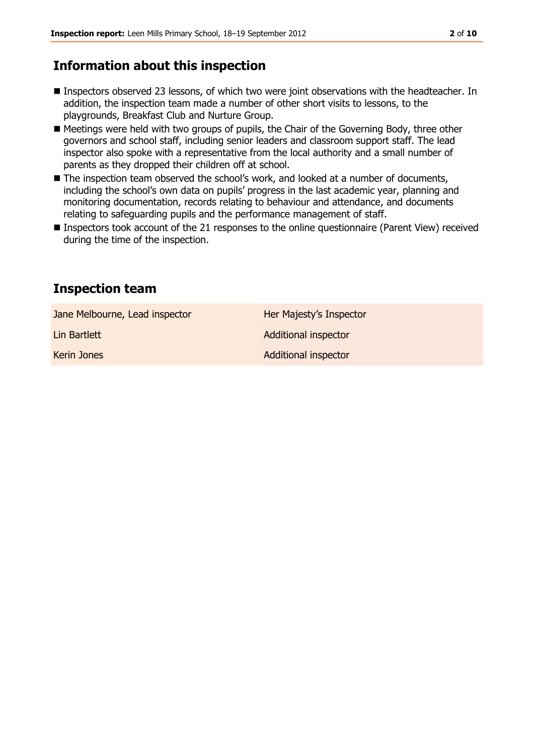## Information about this inspection

- Inspectors observed 23 lessons, of which two were joint observations with the headteacher. In addition, the inspection team made a number of other short visits to lessons, to the playgrounds, Breakfast Club and Nurture Group.
- Meetings were held with two groups of pupils, the Chair of the Governing Body, three other governors and school staff, including senior leaders and classroom support staff. The lead inspector also spoke with a representative from the local authority and a small number of parents as they dropped their children off at school.
- The inspection team observed the school's work, and looked at a number of documents, including the school's own data on pupils' progress in the last academic year, planning and monitoring documentation, records relating to behaviour and attendance, and documents relating to safeguarding pupils and the performance management of staff.
- Inspectors took account of the 21 responses to the online questionnaire (Parent View) received during the time of the inspection.

## Inspection team

| | |
|---|---|
| Jane Melbourne, Lead inspector | Her Majesty's Inspector |
| Lin Bartlett | Additional inspector |
| Kerin Jones | Additional inspector |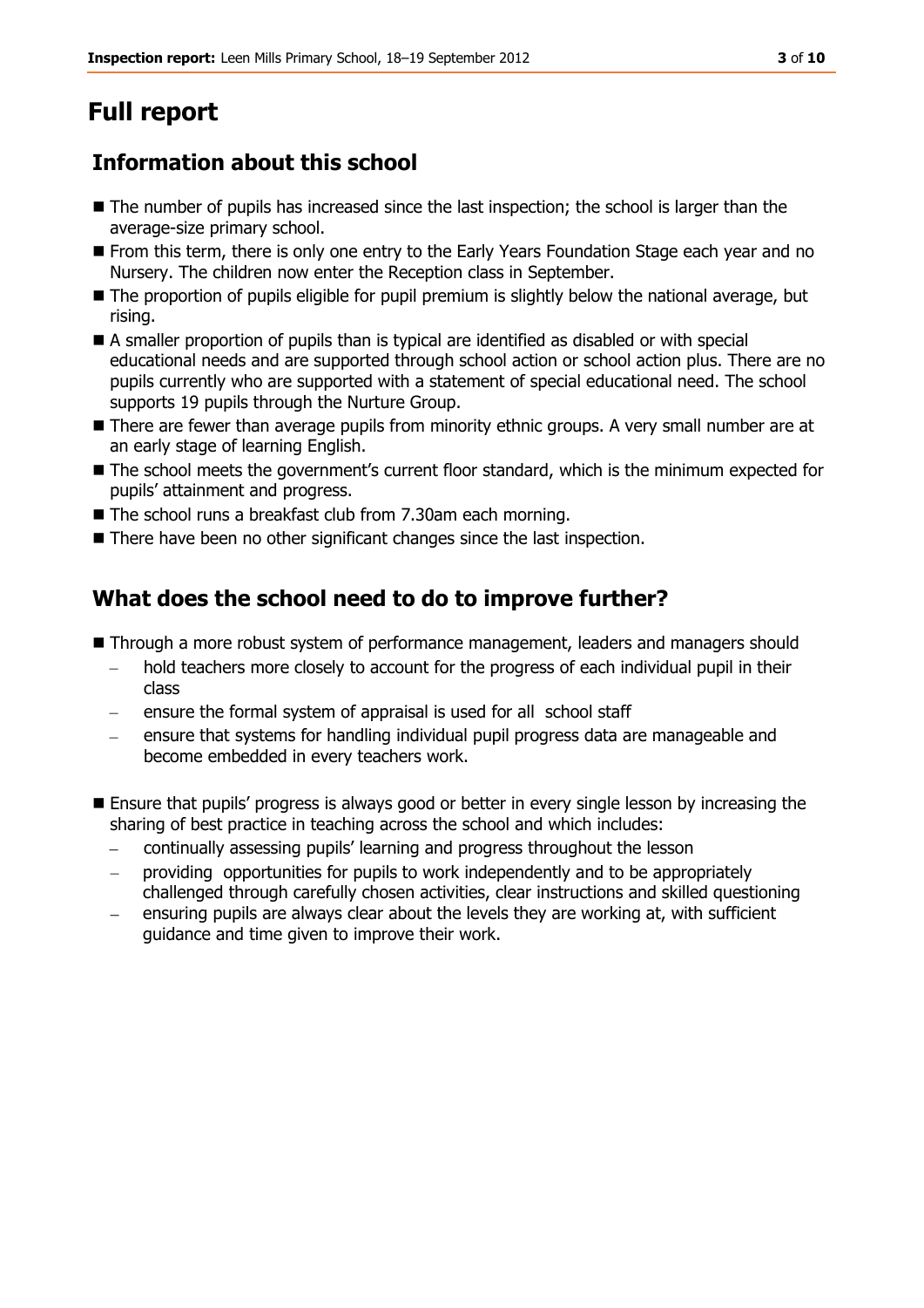# Full report

## Information about this school

- The number of pupils has increased since the last inspection; the school is larger than the average-size primary school.
- From this term, there is only one entry to the Early Years Foundation Stage each year and no Nursery. The children now enter the Reception class in September.
- The proportion of pupils eligible for pupil premium is slightly below the national average, but rising.
- A smaller proportion of pupils than is typical are identified as disabled or with special educational needs and are supported through school action or school action plus. There are no pupils currently who are supported with a statement of special educational need. The school supports 19 pupils through the Nurture Group.
- There are fewer than average pupils from minority ethnic groups. A very small number are at an early stage of learning English.
- The school meets the government's current floor standard, which is the minimum expected for pupils' attainment and progress.
- The school runs a breakfast club from 7.30am each morning.
- There have been no other significant changes since the last inspection.

## What does the school need to do to improve further?

- Through a more robust system of performance management, leaders and managers should
  - hold teachers more closely to account for the progress of each individual pupil in their class
  - ensure the formal system of appraisal is used for all school staff
  - ensure that systems for handling individual pupil progress data are manageable and become embedded in every teachers work.
- Ensure that pupils' progress is always good or better in every single lesson by increasing the sharing of best practice in teaching across the school and which includes:
  - continually assessing pupils' learning and progress throughout the lesson
  - providing opportunities for pupils to work independently and to be appropriately challenged through carefully chosen activities, clear instructions and skilled questioning
  - ensuring pupils are always clear about the levels they are working at, with sufficient guidance and time given to improve their work.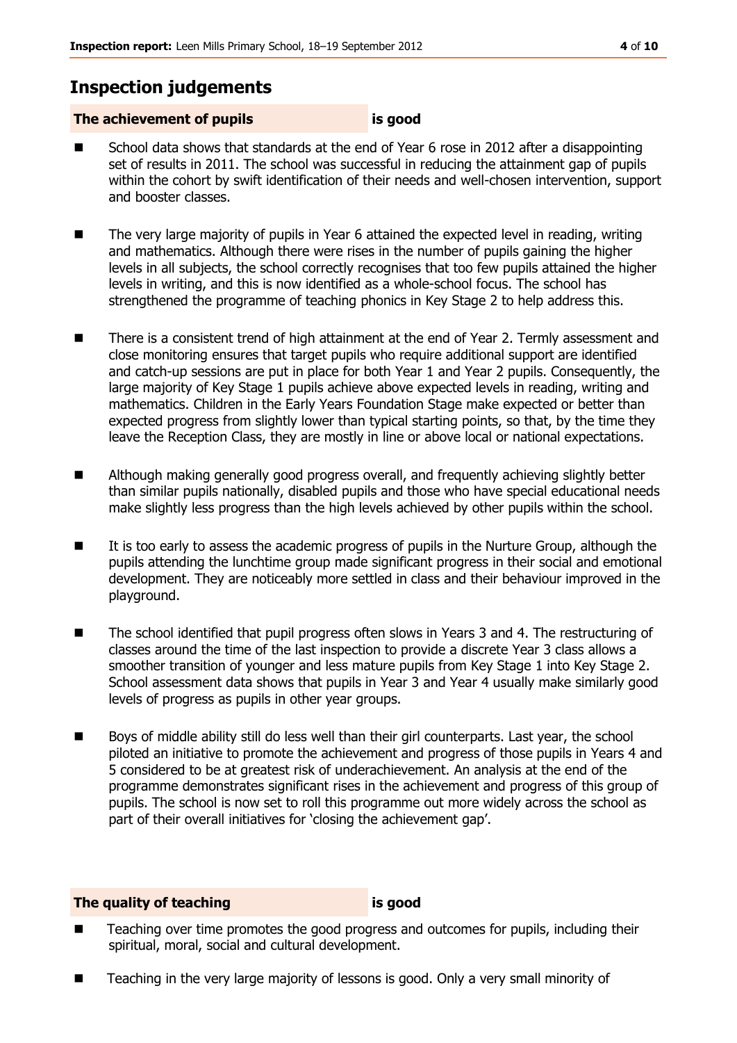## Inspection judgements

**The achievement of pupils** **is good**

- School data shows that standards at the end of Year 6 rose in 2012 after a disappointing set of results in 2011. The school was successful in reducing the attainment gap of pupils within the cohort by swift identification of their needs and well-chosen intervention, support and booster classes.
- The very large majority of pupils in Year 6 attained the expected level in reading, writing and mathematics. Although there were rises in the number of pupils gaining the higher levels in all subjects, the school correctly recognises that too few pupils attained the higher levels in writing, and this is now identified as a whole-school focus. The school has strengthened the programme of teaching phonics in Key Stage 2 to help address this.
- There is a consistent trend of high attainment at the end of Year 2. Termly assessment and close monitoring ensures that target pupils who require additional support are identified and catch-up sessions are put in place for both Year 1 and Year 2 pupils. Consequently, the large majority of Key Stage 1 pupils achieve above expected levels in reading, writing and mathematics. Children in the Early Years Foundation Stage make expected or better than expected progress from slightly lower than typical starting points, so that, by the time they leave the Reception Class, they are mostly in line or above local or national expectations.
- Although making generally good progress overall, and frequently achieving slightly better than similar pupils nationally, disabled pupils and those who have special educational needs make slightly less progress than the high levels achieved by other pupils within the school.
- It is too early to assess the academic progress of pupils in the Nurture Group, although the pupils attending the lunchtime group made significant progress in their social and emotional development. They are noticeably more settled in class and their behaviour improved in the playground.
- The school identified that pupil progress often slows in Years 3 and 4. The restructuring of classes around the time of the last inspection to provide a discrete Year 3 class allows a smoother transition of younger and less mature pupils from Key Stage 1 into Key Stage 2. School assessment data shows that pupils in Year 3 and Year 4 usually make similarly good levels of progress as pupils in other year groups.
- Boys of middle ability still do less well than their girl counterparts. Last year, the school piloted an initiative to promote the achievement and progress of those pupils in Years 4 and 5 considered to be at greatest risk of underachievement. An analysis at the end of the programme demonstrates significant rises in the achievement and progress of this group of pupils. The school is now set to roll this programme out more widely across the school as part of their overall initiatives for 'closing the achievement gap'.

**The quality of teaching** **is good**

- Teaching over time promotes the good progress and outcomes for pupils, including their spiritual, moral, social and cultural development.
- Teaching in the very large majority of lessons is good. Only a very small minority of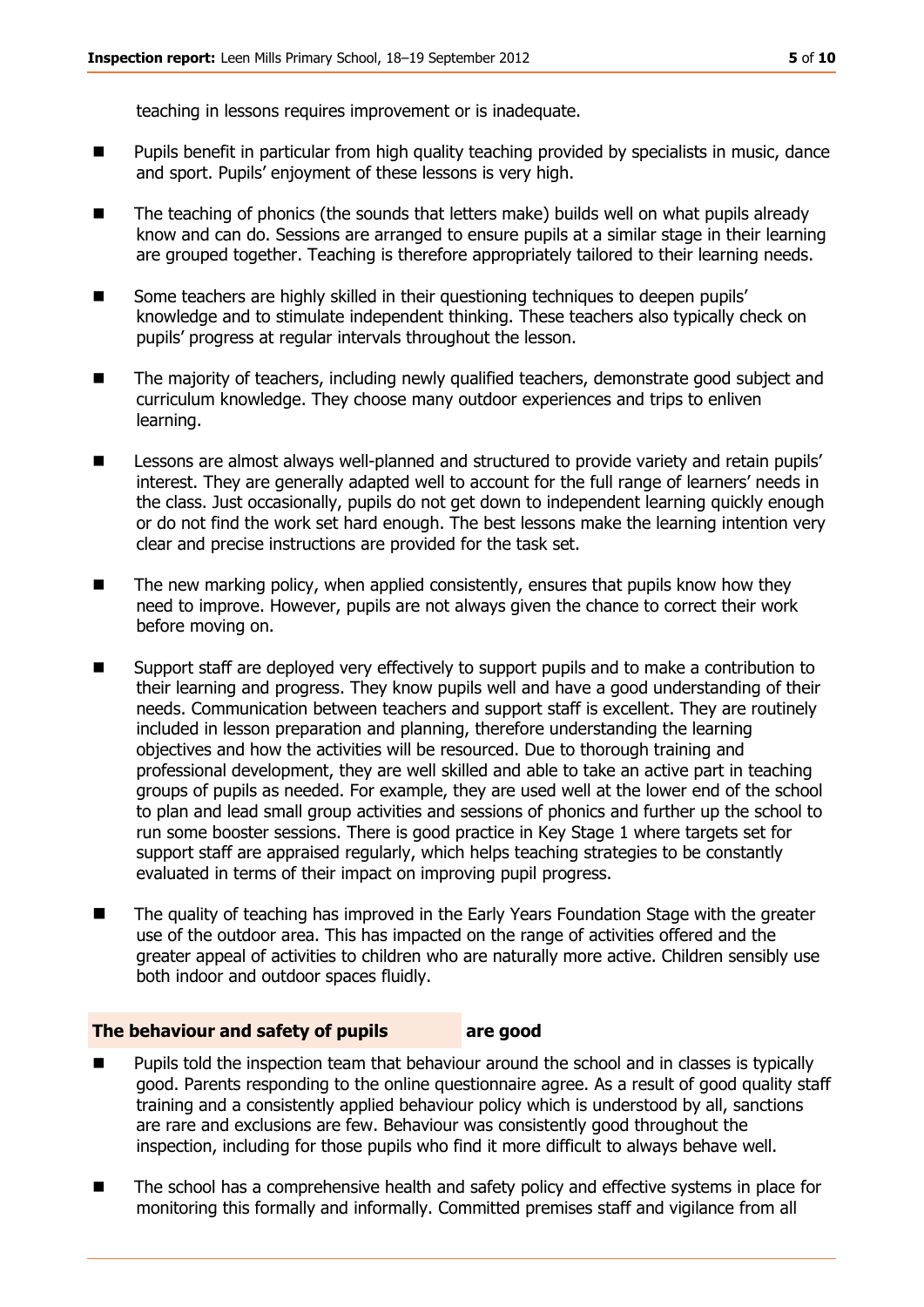teaching in lessons requires improvement or is inadequate.

- Pupils benefit in particular from high quality teaching provided by specialists in music, dance and sport. Pupils' enjoyment of these lessons is very high.
- The teaching of phonics (the sounds that letters make) builds well on what pupils already know and can do. Sessions are arranged to ensure pupils at a similar stage in their learning are grouped together. Teaching is therefore appropriately tailored to their learning needs.
- Some teachers are highly skilled in their questioning techniques to deepen pupils' knowledge and to stimulate independent thinking. These teachers also typically check on pupils' progress at regular intervals throughout the lesson.
- The majority of teachers, including newly qualified teachers, demonstrate good subject and curriculum knowledge. They choose many outdoor experiences and trips to enliven learning.
- Lessons are almost always well-planned and structured to provide variety and retain pupils' interest. They are generally adapted well to account for the full range of learners' needs in the class. Just occasionally, pupils do not get down to independent learning quickly enough or do not find the work set hard enough. The best lessons make the learning intention very clear and precise instructions are provided for the task set.
- The new marking policy, when applied consistently, ensures that pupils know how they need to improve. However, pupils are not always given the chance to correct their work before moving on.
- Support staff are deployed very effectively to support pupils and to make a contribution to their learning and progress. They know pupils well and have a good understanding of their needs. Communication between teachers and support staff is excellent. They are routinely included in lesson preparation and planning, therefore understanding the learning objectives and how the activities will be resourced. Due to thorough training and professional development, they are well skilled and able to take an active part in teaching groups of pupils as needed. For example, they are used well at the lower end of the school to plan and lead small group activities and sessions of phonics and further up the school to run some booster sessions. There is good practice in Key Stage 1 where targets set for support staff are appraised regularly, which helps teaching strategies to be constantly evaluated in terms of their impact on improving pupil progress.
- The quality of teaching has improved in the Early Years Foundation Stage with the greater use of the outdoor area. This has impacted on the range of activities offered and the greater appeal of activities to children who are naturally more active. Children sensibly use both indoor and outdoor spaces fluidly.

**The behaviour and safety of pupils** **are good**

- Pupils told the inspection team that behaviour around the school and in classes is typically good. Parents responding to the online questionnaire agree. As a result of good quality staff training and a consistently applied behaviour policy which is understood by all, sanctions are rare and exclusions are few. Behaviour was consistently good throughout the inspection, including for those pupils who find it more difficult to always behave well.
- The school has a comprehensive health and safety policy and effective systems in place for monitoring this formally and informally. Committed premises staff and vigilance from all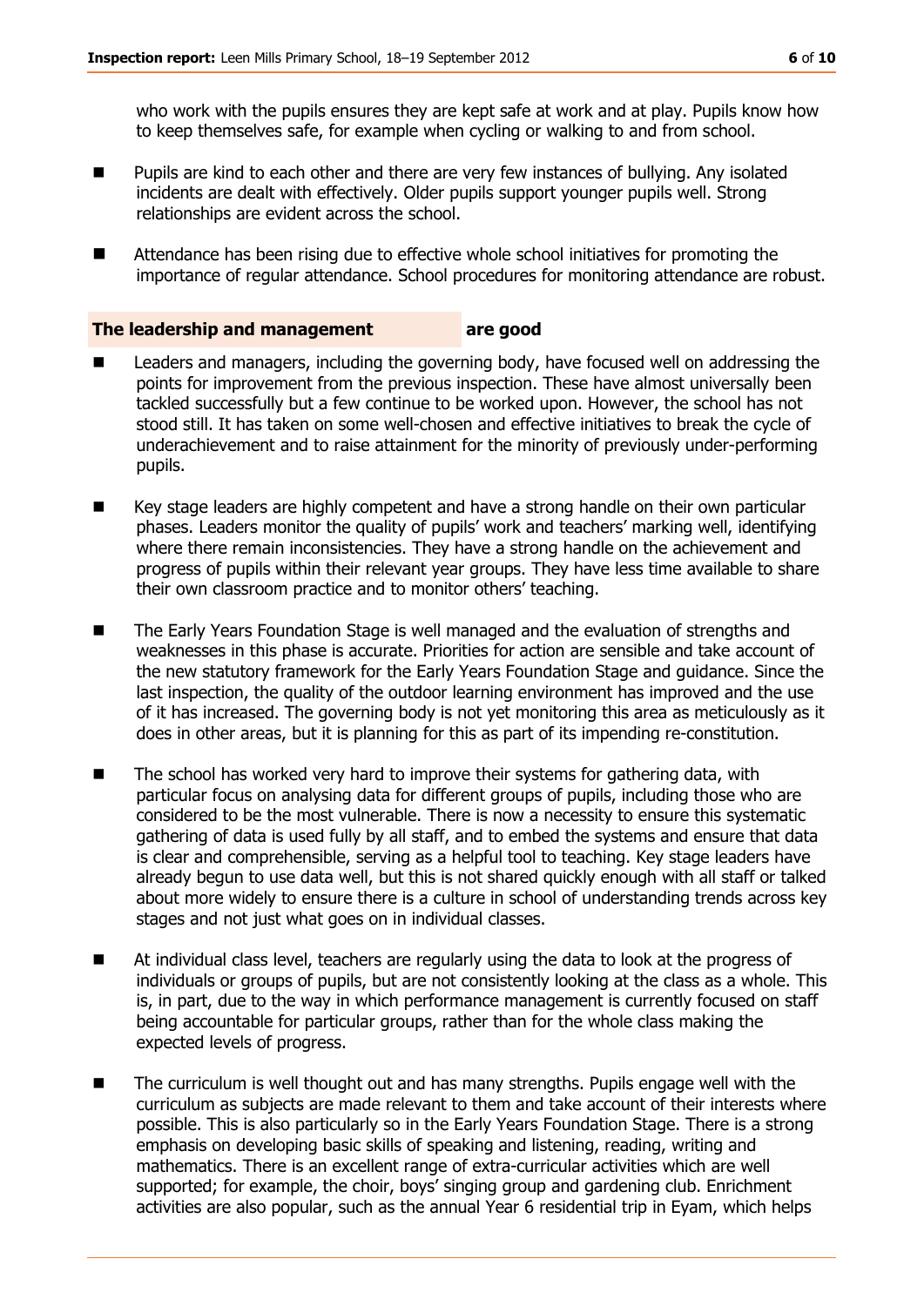who work with the pupils ensures they are kept safe at work and at play. Pupils know how to keep themselves safe, for example when cycling or walking to and from school.

- Pupils are kind to each other and there are very few instances of bullying. Any isolated incidents are dealt with effectively. Older pupils support younger pupils well. Strong relationships are evident across the school.
- Attendance has been rising due to effective whole school initiatives for promoting the importance of regular attendance. School procedures for monitoring attendance are robust.

**The leadership and management are good**

- Leaders and managers, including the governing body, have focused well on addressing the points for improvement from the previous inspection. These have almost universally been tackled successfully but a few continue to be worked upon. However, the school has not stood still. It has taken on some well-chosen and effective initiatives to break the cycle of underachievement and to raise attainment for the minority of previously under-performing pupils.
- Key stage leaders are highly competent and have a strong handle on their own particular phases. Leaders monitor the quality of pupils' work and teachers' marking well, identifying where there remain inconsistencies. They have a strong handle on the achievement and progress of pupils within their relevant year groups. They have less time available to share their own classroom practice and to monitor others' teaching.
- The Early Years Foundation Stage is well managed and the evaluation of strengths and weaknesses in this phase is accurate. Priorities for action are sensible and take account of the new statutory framework for the Early Years Foundation Stage and guidance. Since the last inspection, the quality of the outdoor learning environment has improved and the use of it has increased. The governing body is not yet monitoring this area as meticulously as it does in other areas, but it is planning for this as part of its impending re-constitution.
- The school has worked very hard to improve their systems for gathering data, with particular focus on analysing data for different groups of pupils, including those who are considered to be the most vulnerable. There is now a necessity to ensure this systematic gathering of data is used fully by all staff, and to embed the systems and ensure that data is clear and comprehensible, serving as a helpful tool to teaching. Key stage leaders have already begun to use data well, but this is not shared quickly enough with all staff or talked about more widely to ensure there is a culture in school of understanding trends across key stages and not just what goes on in individual classes.
- At individual class level, teachers are regularly using the data to look at the progress of individuals or groups of pupils, but are not consistently looking at the class as a whole. This is, in part, due to the way in which performance management is currently focused on staff being accountable for particular groups, rather than for the whole class making the expected levels of progress.
- The curriculum is well thought out and has many strengths. Pupils engage well with the curriculum as subjects are made relevant to them and take account of their interests where possible. This is also particularly so in the Early Years Foundation Stage. There is a strong emphasis on developing basic skills of speaking and listening, reading, writing and mathematics. There is an excellent range of extra-curricular activities which are well supported; for example, the choir, boys' singing group and gardening club. Enrichment activities are also popular, such as the annual Year 6 residential trip in Eyam, which helps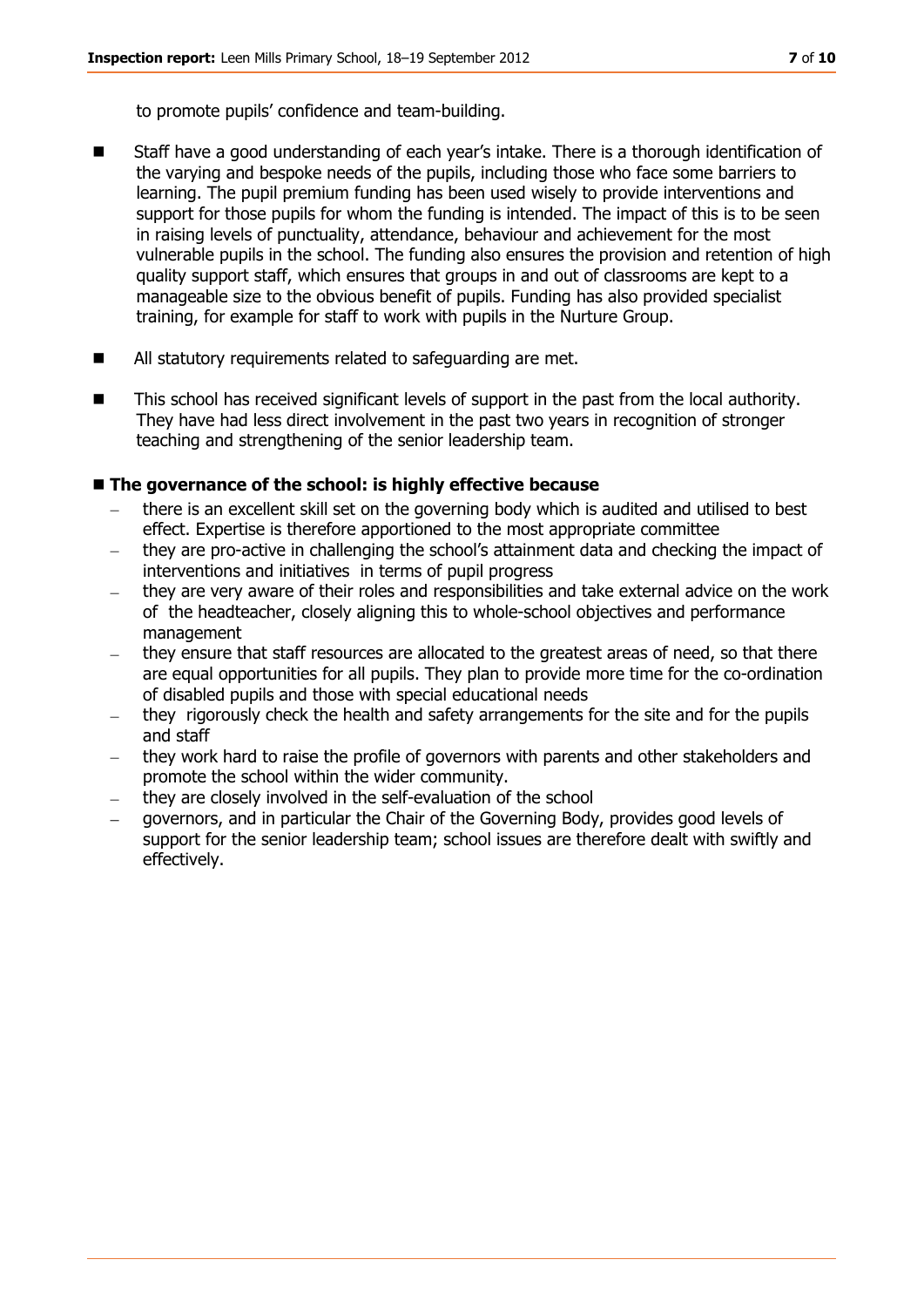to promote pupils' confidence and team-building.

- Staff have a good understanding of each year's intake. There is a thorough identification of the varying and bespoke needs of the pupils, including those who face some barriers to learning. The pupil premium funding has been used wisely to provide interventions and support for those pupils for whom the funding is intended. The impact of this is to be seen in raising levels of punctuality, attendance, behaviour and achievement for the most vulnerable pupils in the school. The funding also ensures the provision and retention of high quality support staff, which ensures that groups in and out of classrooms are kept to a manageable size to the obvious benefit of pupils. Funding has also provided specialist training, for example for staff to work with pupils in the Nurture Group.
- All statutory requirements related to safeguarding are met.
- This school has received significant levels of support in the past from the local authority. They have had less direct involvement in the past two years in recognition of stronger teaching and strengthening of the senior leadership team.

- **The governance of the school: is highly effective because**
  - there is an excellent skill set on the governing body which is audited and utilised to best effect. Expertise is therefore apportioned to the most appropriate committee
  - they are pro-active in challenging the school's attainment data and checking the impact of interventions and initiatives in terms of pupil progress
  - they are very aware of their roles and responsibilities and take external advice on the work of the headteacher, closely aligning this to whole-school objectives and performance management
  - they ensure that staff resources are allocated to the greatest areas of need, so that there are equal opportunities for all pupils. They plan to provide more time for the co-ordination of disabled pupils and those with special educational needs
  - they rigorously check the health and safety arrangements for the site and for the pupils and staff
  - they work hard to raise the profile of governors with parents and other stakeholders and promote the school within the wider community.
  - they are closely involved in the self-evaluation of the school
  - governors, and in particular the Chair of the Governing Body, provides good levels of support for the senior leadership team; school issues are therefore dealt with swiftly and effectively.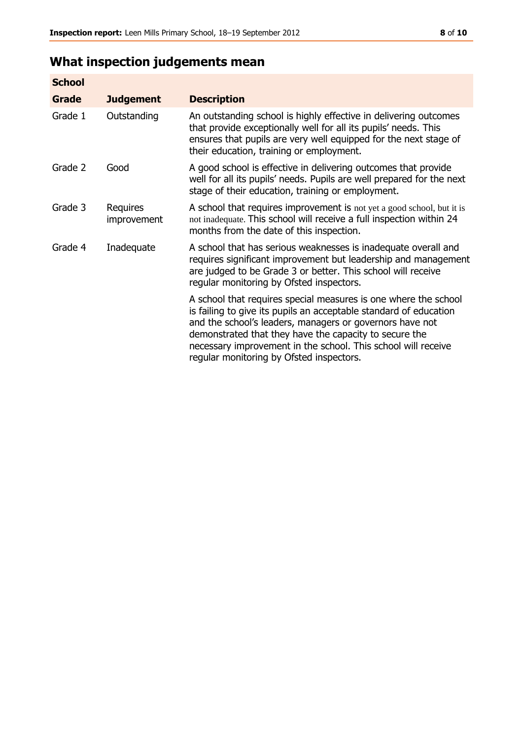## What inspection judgements mean

| School | | |
|---|---|---|
| **Grade** | **Judgement** | **Description** |
| Grade 1 | Outstanding | An outstanding school is highly effective in delivering outcomes that provide exceptionally well for all its pupils' needs. This ensures that pupils are very well equipped for the next stage of their education, training or employment. |
| Grade 2 | Good | A good school is effective in delivering outcomes that provide well for all its pupils' needs. Pupils are well prepared for the next stage of their education, training or employment. |
| Grade 3 | Requires improvement | A school that requires improvement is not yet a good school, but it is not inadequate. This school will receive a full inspection within 24 months from the date of this inspection. |
| Grade 4 | Inadequate | A school that has serious weaknesses is inadequate overall and requires significant improvement but leadership and management are judged to be Grade 3 or better. This school will receive regular monitoring by Ofsted inspectors. |
| | | A school that requires special measures is one where the school is failing to give its pupils an acceptable standard of education and the school's leaders, managers or governors have not demonstrated that they have the capacity to secure the necessary improvement in the school. This school will receive regular monitoring by Ofsted inspectors. |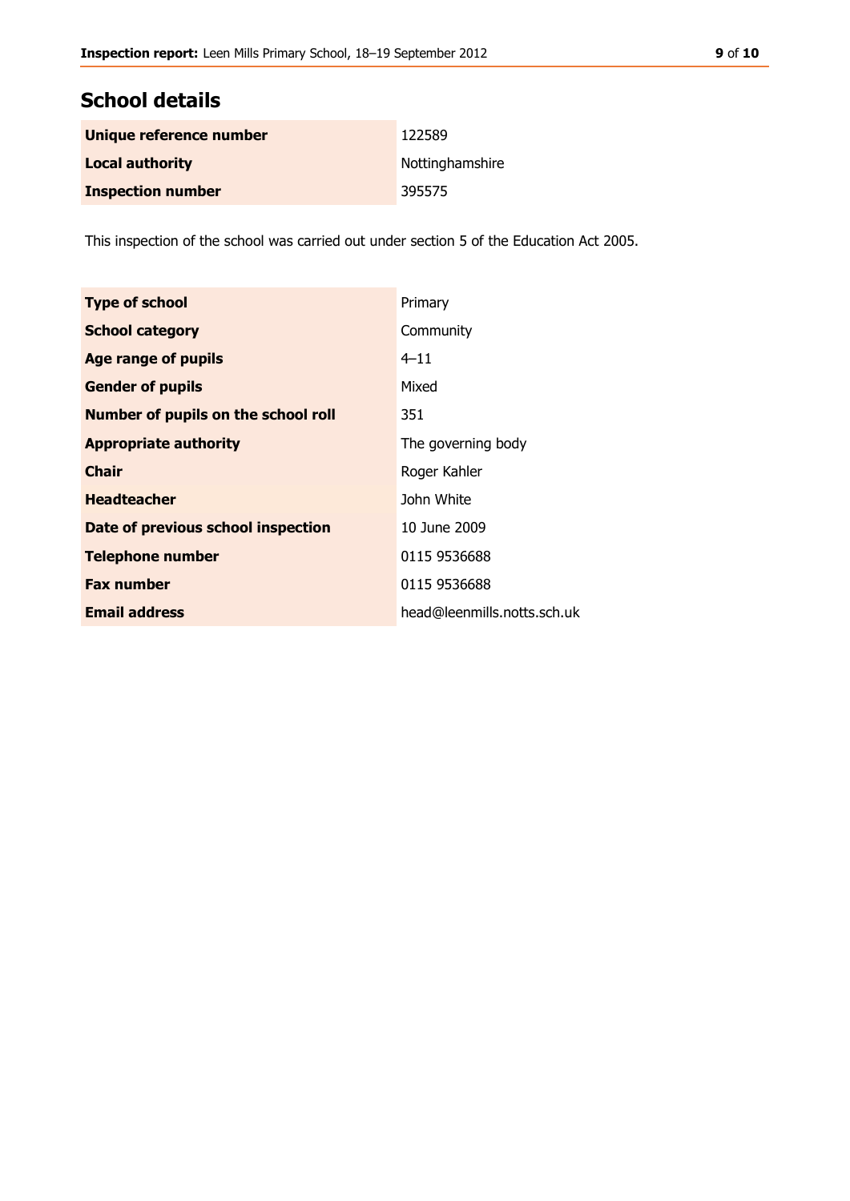## School details

| | |
|---|---|
| **Unique reference number** | 122589 |
| **Local authority** | Nottinghamshire |
| **Inspection number** | 395575 |

This inspection of the school was carried out under section 5 of the Education Act 2005.

| | |
|---|---|
| **Type of school** | Primary |
| **School category** | Community |
| **Age range of pupils** | 4–11 |
| **Gender of pupils** | Mixed |
| **Number of pupils on the school roll** | 351 |
| **Appropriate authority** | The governing body |
| **Chair** | Roger Kahler |
| **Headteacher** | John White |
| **Date of previous school inspection** | 10 June 2009 |
| **Telephone number** | 0115 9536688 |
| **Fax number** | 0115 9536688 |
| **Email address** | head@leenmills.notts.sch.uk |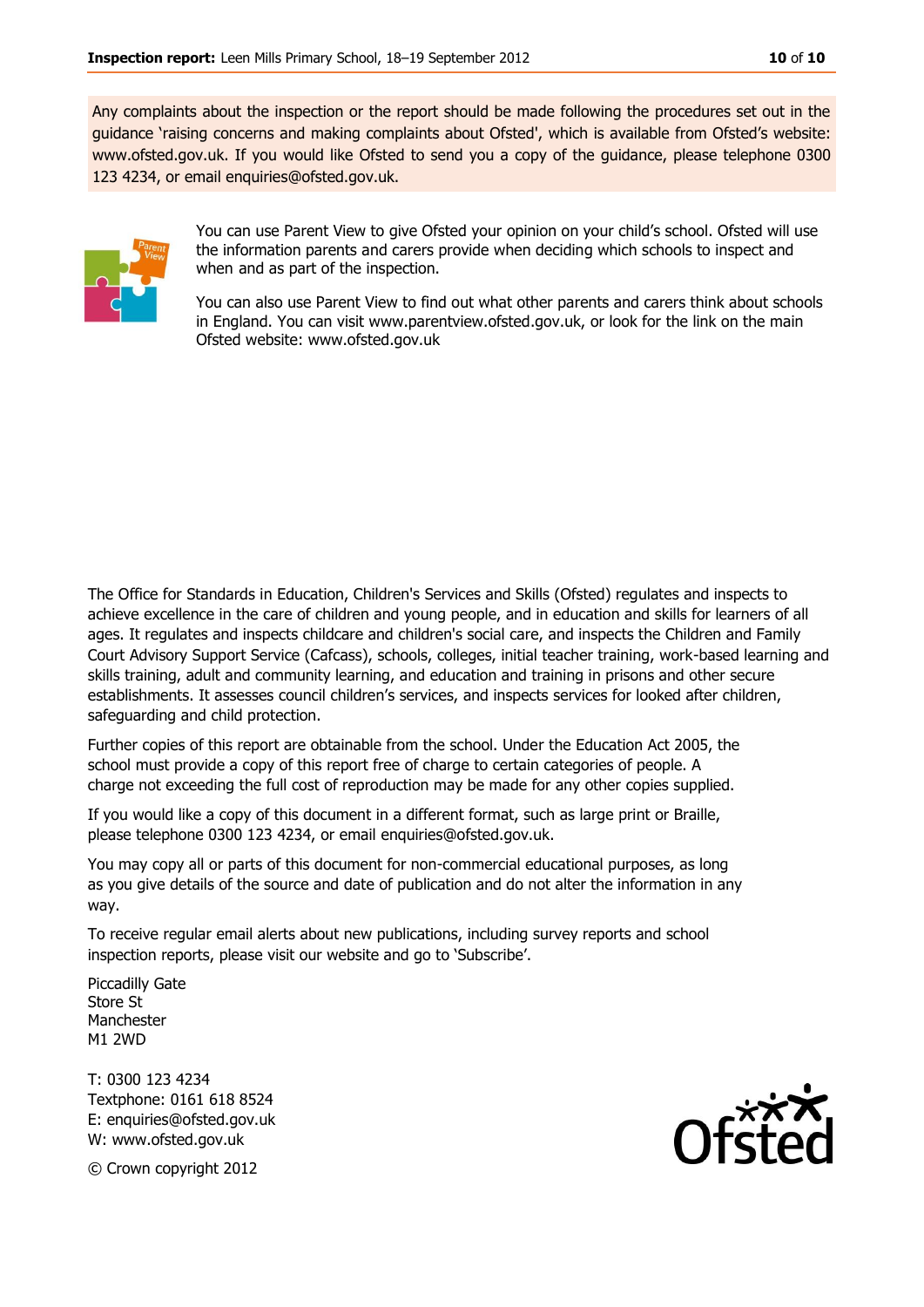Any complaints about the inspection or the report should be made following the procedures set out in the guidance 'raising concerns and making complaints about Ofsted', which is available from Ofsted's website: www.ofsted.gov.uk. If you would like Ofsted to send you a copy of the guidance, please telephone 0300 123 4234, or email enquiries@ofsted.gov.uk.

You can use Parent View to give Ofsted your opinion on your child's school. Ofsted will use the information parents and carers provide when deciding which schools to inspect and when and as part of the inspection.

You can also use Parent View to find out what other parents and carers think about schools in England. You can visit www.parentview.ofsted.gov.uk, or look for the link on the main Ofsted website: www.ofsted.gov.uk

The Office for Standards in Education, Children's Services and Skills (Ofsted) regulates and inspects to achieve excellence in the care of children and young people, and in education and skills for learners of all ages. It regulates and inspects childcare and children's social care, and inspects the Children and Family Court Advisory Support Service (Cafcass), schools, colleges, initial teacher training, work-based learning and skills training, adult and community learning, and education and training in prisons and other secure establishments. It assesses council children's services, and inspects services for looked after children, safeguarding and child protection.

Further copies of this report are obtainable from the school. Under the Education Act 2005, the school must provide a copy of this report free of charge to certain categories of people. A charge not exceeding the full cost of reproduction may be made for any other copies supplied.

If you would like a copy of this document in a different format, such as large print or Braille, please telephone 0300 123 4234, or email enquiries@ofsted.gov.uk.

You may copy all or parts of this document for non-commercial educational purposes, as long as you give details of the source and date of publication and do not alter the information in any way.

To receive regular email alerts about new publications, including survey reports and school inspection reports, please visit our website and go to 'Subscribe'.

Piccadilly Gate
Store St
Manchester
M1 2WD

T: 0300 123 4234
Textphone: 0161 618 8524
E: enquiries@ofsted.gov.uk
W: www.ofsted.gov.uk

© Crown copyright 2012